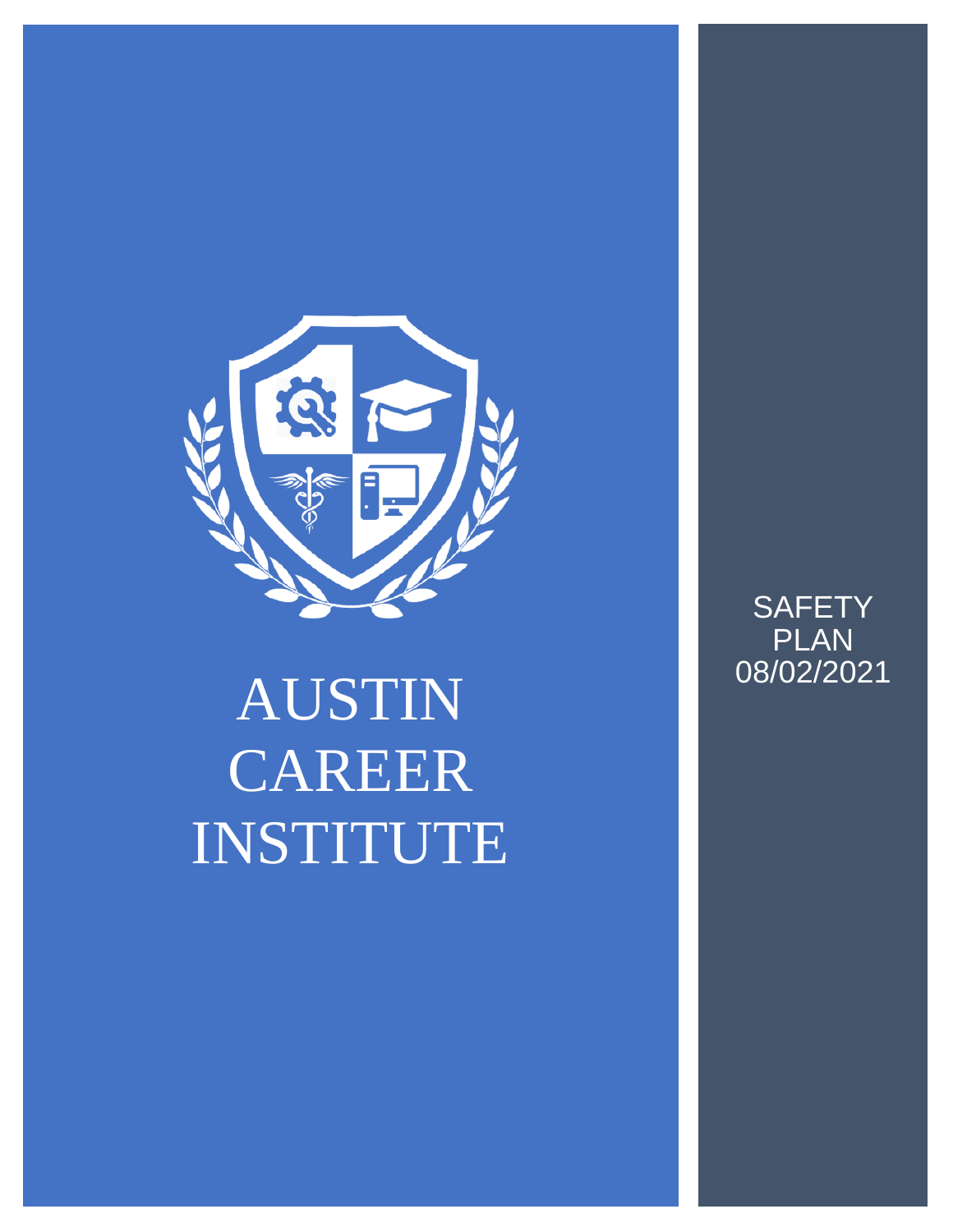# AUSTIN CAREER INSTITUTE

SAFETY PLAN
08/02/2021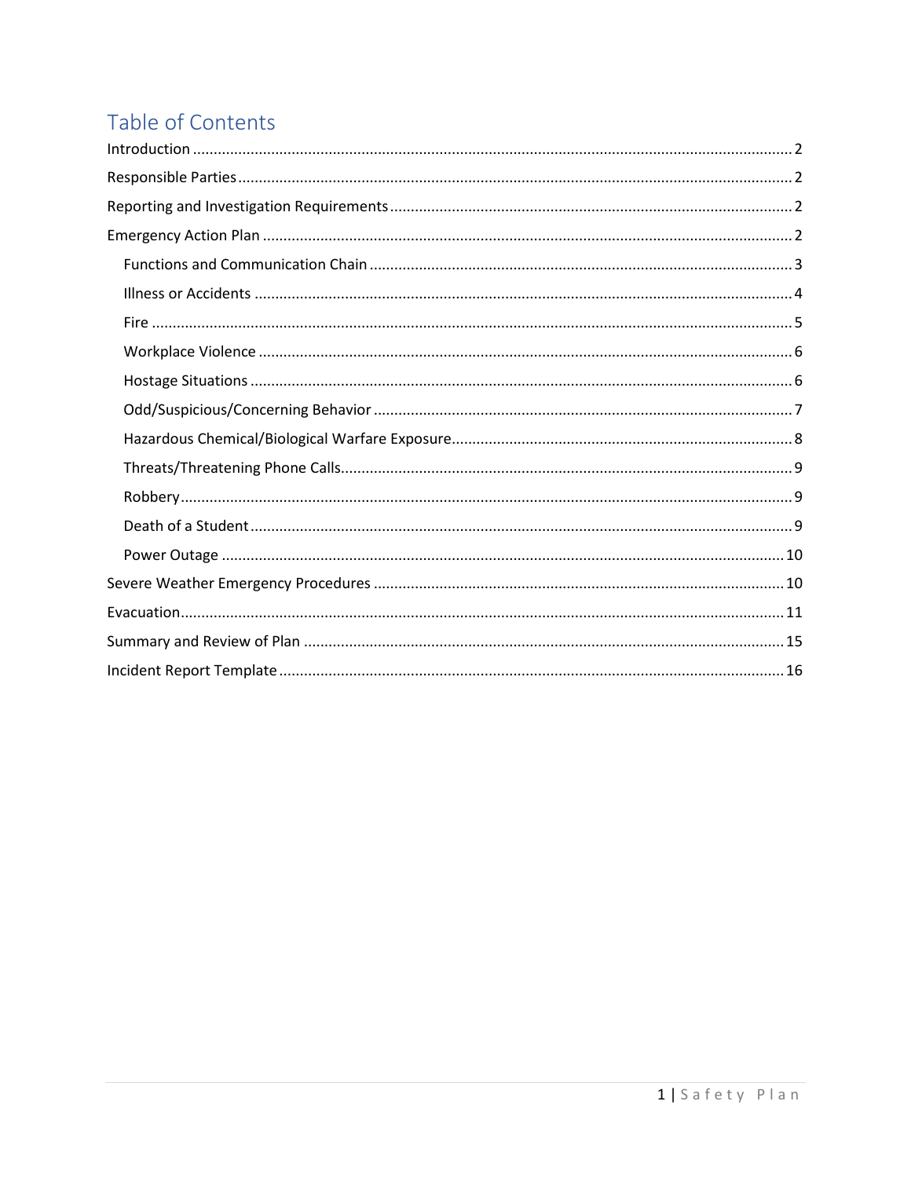# Table of Contents

- Introduction ........ 2
- Responsible Parties ........ 2
- Reporting and Investigation Requirements ........ 2
- Emergency Action Plan ........ 2
  - Functions and Communication Chain ........ 3
  - Illness or Accidents ........ 4
  - Fire ........ 5
  - Workplace Violence ........ 6
  - Hostage Situations ........ 6
  - Odd/Suspicious/Concerning Behavior ........ 7
  - Hazardous Chemical/Biological Warfare Exposure ........ 8
  - Threats/Threatening Phone Calls ........ 9
  - Robbery ........ 9
  - Death of a Student ........ 9
  - Power Outage ........ 10
- Severe Weather Emergency Procedures ........ 10
- Evacuation ........ 11
- Summary and Review of Plan ........ 15
- Incident Report Template ........ 16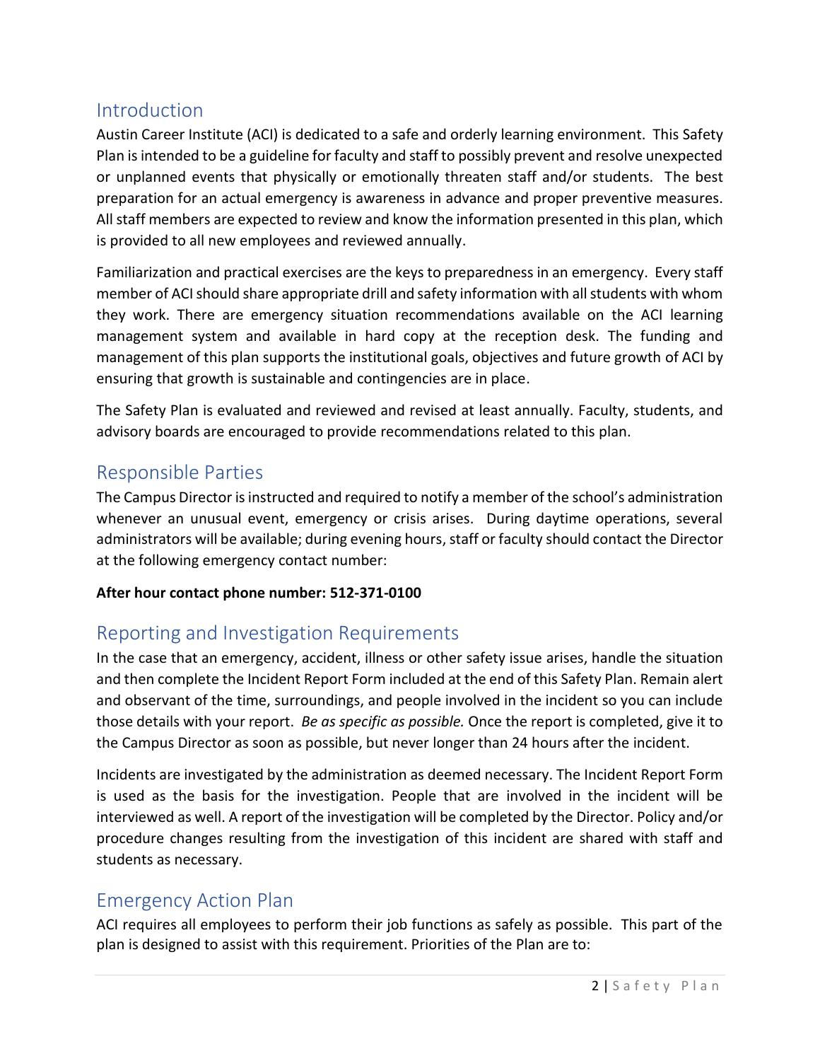## Introduction

Austin Career Institute (ACI) is dedicated to a safe and orderly learning environment. This Safety Plan is intended to be a guideline for faculty and staff to possibly prevent and resolve unexpected or unplanned events that physically or emotionally threaten staff and/or students. The best preparation for an actual emergency is awareness in advance and proper preventive measures. All staff members are expected to review and know the information presented in this plan, which is provided to all new employees and reviewed annually.

Familiarization and practical exercises are the keys to preparedness in an emergency. Every staff member of ACI should share appropriate drill and safety information with all students with whom they work. There are emergency situation recommendations available on the ACI learning management system and available in hard copy at the reception desk. The funding and management of this plan supports the institutional goals, objectives and future growth of ACI by ensuring that growth is sustainable and contingencies are in place.

The Safety Plan is evaluated and reviewed and revised at least annually. Faculty, students, and advisory boards are encouraged to provide recommendations related to this plan.

## Responsible Parties

The Campus Director is instructed and required to notify a member of the school's administration whenever an unusual event, emergency or crisis arises. During daytime operations, several administrators will be available; during evening hours, staff or faculty should contact the Director at the following emergency contact number:

**After hour contact phone number: 512-371-0100**

## Reporting and Investigation Requirements

In the case that an emergency, accident, illness or other safety issue arises, handle the situation and then complete the Incident Report Form included at the end of this Safety Plan. Remain alert and observant of the time, surroundings, and people involved in the incident so you can include those details with your report. *Be as specific as possible.* Once the report is completed, give it to the Campus Director as soon as possible, but never longer than 24 hours after the incident.

Incidents are investigated by the administration as deemed necessary. The Incident Report Form is used as the basis for the investigation. People that are involved in the incident will be interviewed as well. A report of the investigation will be completed by the Director. Policy and/or procedure changes resulting from the investigation of this incident are shared with staff and students as necessary.

## Emergency Action Plan

ACI requires all employees to perform their job functions as safely as possible. This part of the plan is designed to assist with this requirement. Priorities of the Plan are to: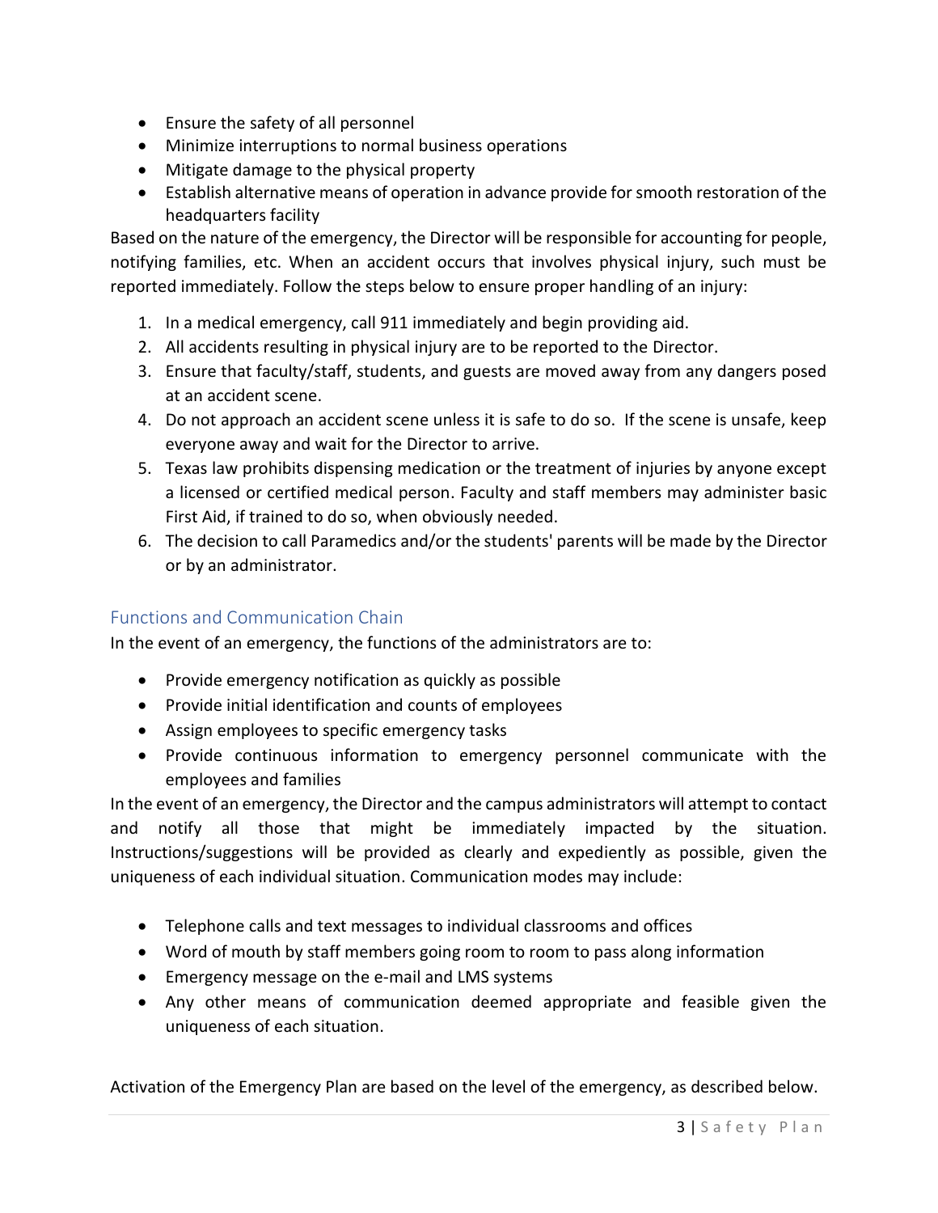- Ensure the safety of all personnel
- Minimize interruptions to normal business operations
- Mitigate damage to the physical property
- Establish alternative means of operation in advance provide for smooth restoration of the headquarters facility

Based on the nature of the emergency, the Director will be responsible for accounting for people, notifying families, etc. When an accident occurs that involves physical injury, such must be reported immediately. Follow the steps below to ensure proper handling of an injury:

1. In a medical emergency, call 911 immediately and begin providing aid.
2. All accidents resulting in physical injury are to be reported to the Director.
3. Ensure that faculty/staff, students, and guests are moved away from any dangers posed at an accident scene.
4. Do not approach an accident scene unless it is safe to do so. If the scene is unsafe, keep everyone away and wait for the Director to arrive.
5. Texas law prohibits dispensing medication or the treatment of injuries by anyone except a licensed or certified medical person. Faculty and staff members may administer basic First Aid, if trained to do so, when obviously needed.
6. The decision to call Paramedics and/or the students' parents will be made by the Director or by an administrator.

## Functions and Communication Chain

In the event of an emergency, the functions of the administrators are to:

- Provide emergency notification as quickly as possible
- Provide initial identification and counts of employees
- Assign employees to specific emergency tasks
- Provide continuous information to emergency personnel communicate with the employees and families

In the event of an emergency, the Director and the campus administrators will attempt to contact and notify all those that might be immediately impacted by the situation. Instructions/suggestions will be provided as clearly and expediently as possible, given the uniqueness of each individual situation. Communication modes may include:

- Telephone calls and text messages to individual classrooms and offices
- Word of mouth by staff members going room to room to pass along information
- Emergency message on the e-mail and LMS systems
- Any other means of communication deemed appropriate and feasible given the uniqueness of each situation.

Activation of the Emergency Plan are based on the level of the emergency, as described below.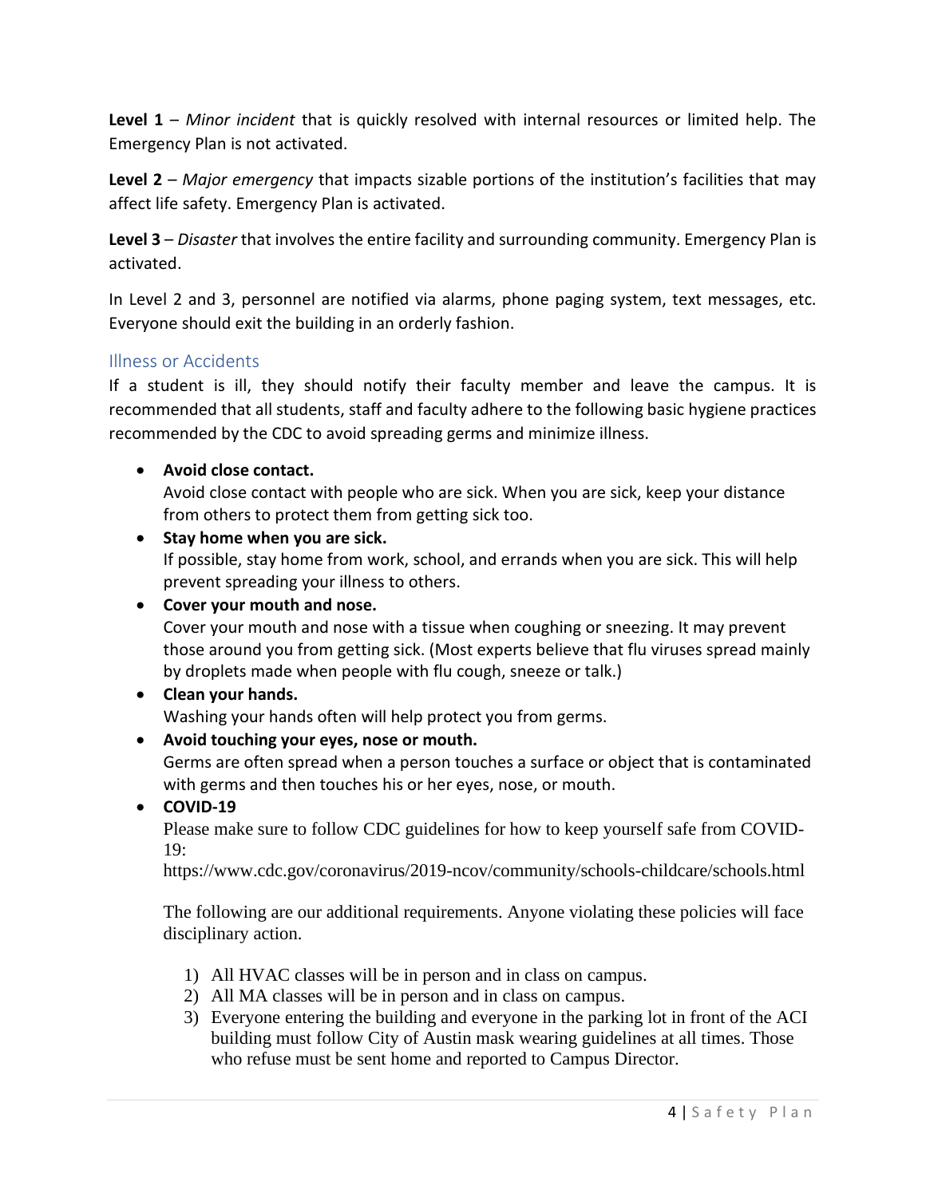**Level 1** – *Minor incident* that is quickly resolved with internal resources or limited help. The Emergency Plan is not activated.

**Level 2** – *Major emergency* that impacts sizable portions of the institution's facilities that may affect life safety. Emergency Plan is activated.

**Level 3** – *Disaster* that involves the entire facility and surrounding community. Emergency Plan is activated.

In Level 2 and 3, personnel are notified via alarms, phone paging system, text messages, etc. Everyone should exit the building in an orderly fashion.

## Illness or Accidents

If a student is ill, they should notify their faculty member and leave the campus. It is recommended that all students, staff and faculty adhere to the following basic hygiene practices recommended by the CDC to avoid spreading germs and minimize illness.

- **Avoid close contact.**
  Avoid close contact with people who are sick. When you are sick, keep your distance from others to protect them from getting sick too.
- **Stay home when you are sick.**
  If possible, stay home from work, school, and errands when you are sick. This will help prevent spreading your illness to others.
- **Cover your mouth and nose.**
  Cover your mouth and nose with a tissue when coughing or sneezing. It may prevent those around you from getting sick. (Most experts believe that flu viruses spread mainly by droplets made when people with flu cough, sneeze or talk.)
- **Clean your hands.**
  Washing your hands often will help protect you from germs.
- **Avoid touching your eyes, nose or mouth.**
  Germs are often spread when a person touches a surface or object that is contaminated with germs and then touches his or her eyes, nose, or mouth.
- **COVID-19**
  Please make sure to follow CDC guidelines for how to keep yourself safe from COVID-19:
  https://www.cdc.gov/coronavirus/2019-ncov/community/schools-childcare/schools.html

  The following are our additional requirements. Anyone violating these policies will face disciplinary action.

  1) All HVAC classes will be in person and in class on campus.
  2) All MA classes will be in person and in class on campus.
  3) Everyone entering the building and everyone in the parking lot in front of the ACI building must follow City of Austin mask wearing guidelines at all times. Those who refuse must be sent home and reported to Campus Director.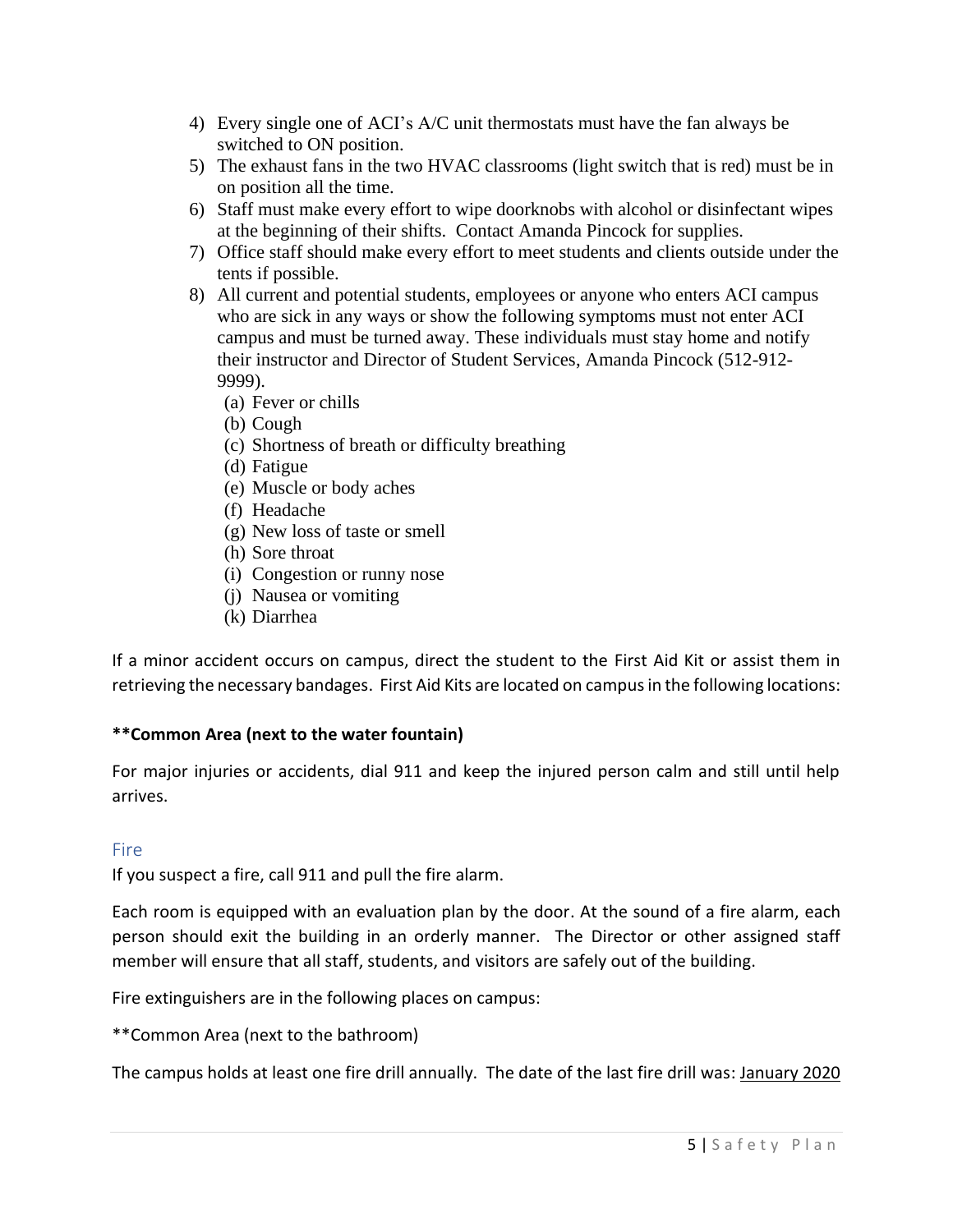4) Every single one of ACI's A/C unit thermostats must have the fan always be switched to ON position.
5) The exhaust fans in the two HVAC classrooms (light switch that is red) must be in on position all the time.
6) Staff must make every effort to wipe doorknobs with alcohol or disinfectant wipes at the beginning of their shifts. Contact Amanda Pincock for supplies.
7) Office staff should make every effort to meet students and clients outside under the tents if possible.
8) All current and potential students, employees or anyone who enters ACI campus who are sick in any ways or show the following symptoms must not enter ACI campus and must be turned away. These individuals must stay home and notify their instructor and Director of Student Services, Amanda Pincock (512-912-9999).
   (a) Fever or chills
   (b) Cough
   (c) Shortness of breath or difficulty breathing
   (d) Fatigue
   (e) Muscle or body aches
   (f) Headache
   (g) New loss of taste or smell
   (h) Sore throat
   (i) Congestion or runny nose
   (j) Nausea or vomiting
   (k) Diarrhea

If a minor accident occurs on campus, direct the student to the First Aid Kit or assist them in retrieving the necessary bandages. First Aid Kits are located on campus in the following locations:

**\*\*Common Area (next to the water fountain)**

For major injuries or accidents, dial 911 and keep the injured person calm and still until help arrives.

## Fire

If you suspect a fire, call 911 and pull the fire alarm.

Each room is equipped with an evaluation plan by the door. At the sound of a fire alarm, each person should exit the building in an orderly manner. The Director or other assigned staff member will ensure that all staff, students, and visitors are safely out of the building.

Fire extinguishers are in the following places on campus:

**Common Area (next to the bathroom)

The campus holds at least one fire drill annually. The date of the last fire drill was: <u>January 2020</u>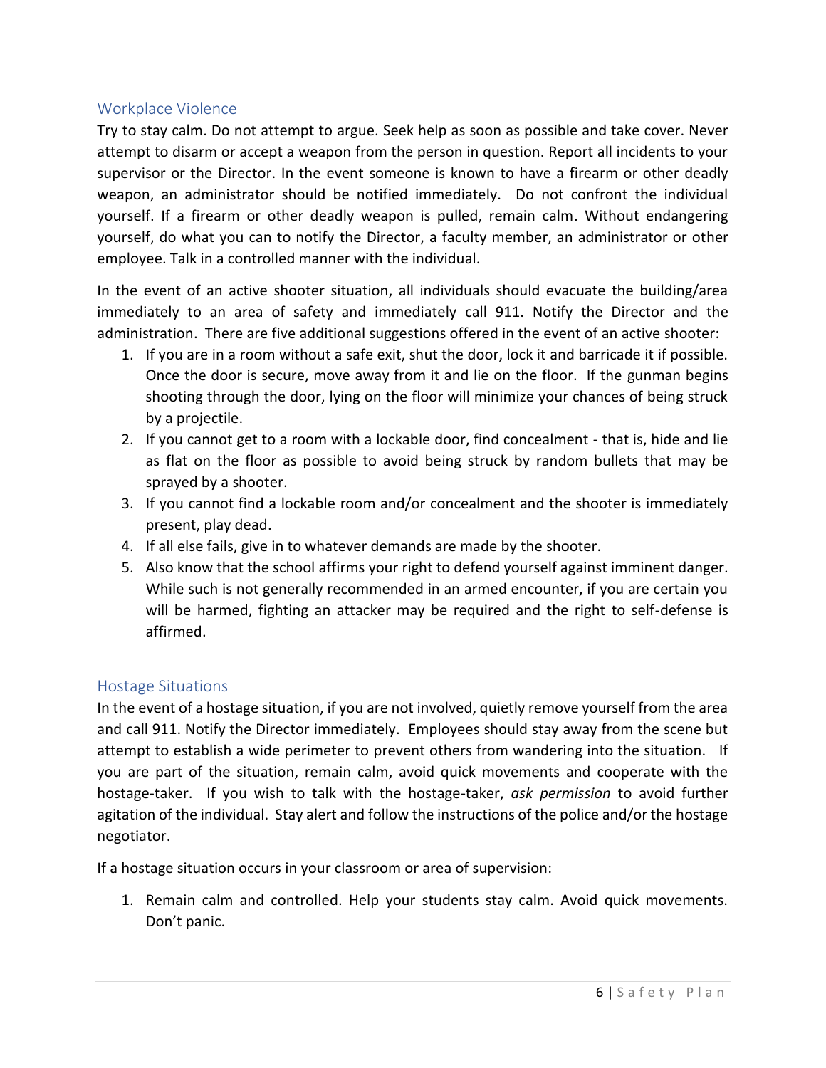## Workplace Violence

Try to stay calm. Do not attempt to argue. Seek help as soon as possible and take cover. Never attempt to disarm or accept a weapon from the person in question. Report all incidents to your supervisor or the Director. In the event someone is known to have a firearm or other deadly weapon, an administrator should be notified immediately. Do not confront the individual yourself. If a firearm or other deadly weapon is pulled, remain calm. Without endangering yourself, do what you can to notify the Director, a faculty member, an administrator or other employee. Talk in a controlled manner with the individual.

In the event of an active shooter situation, all individuals should evacuate the building/area immediately to an area of safety and immediately call 911. Notify the Director and the administration. There are five additional suggestions offered in the event of an active shooter:

1. If you are in a room without a safe exit, shut the door, lock it and barricade it if possible. Once the door is secure, move away from it and lie on the floor. If the gunman begins shooting through the door, lying on the floor will minimize your chances of being struck by a projectile.
2. If you cannot get to a room with a lockable door, find concealment - that is, hide and lie as flat on the floor as possible to avoid being struck by random bullets that may be sprayed by a shooter.
3. If you cannot find a lockable room and/or concealment and the shooter is immediately present, play dead.
4. If all else fails, give in to whatever demands are made by the shooter.
5. Also know that the school affirms your right to defend yourself against imminent danger. While such is not generally recommended in an armed encounter, if you are certain you will be harmed, fighting an attacker may be required and the right to self-defense is affirmed.

## Hostage Situations

In the event of a hostage situation, if you are not involved, quietly remove yourself from the area and call 911. Notify the Director immediately. Employees should stay away from the scene but attempt to establish a wide perimeter to prevent others from wandering into the situation. If you are part of the situation, remain calm, avoid quick movements and cooperate with the hostage-taker. If you wish to talk with the hostage-taker, *ask permission* to avoid further agitation of the individual. Stay alert and follow the instructions of the police and/or the hostage negotiator.

If a hostage situation occurs in your classroom or area of supervision:

1. Remain calm and controlled. Help your students stay calm. Avoid quick movements. Don't panic.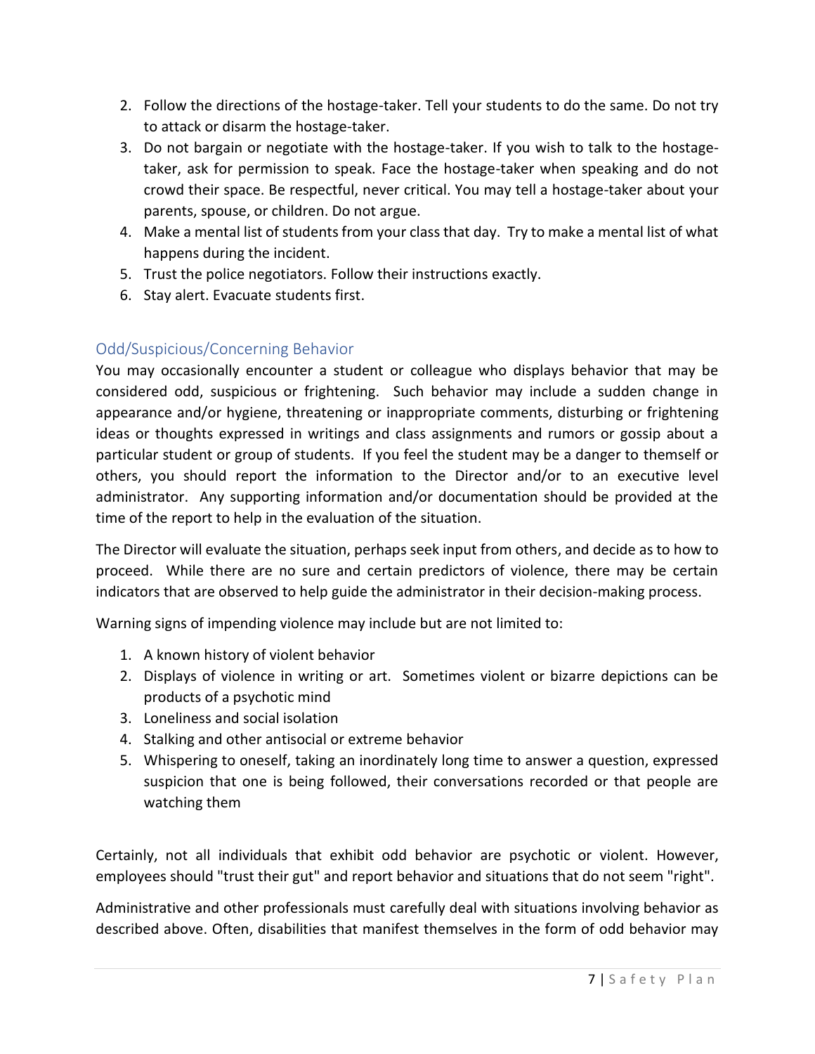2. Follow the directions of the hostage-taker. Tell your students to do the same. Do not try to attack or disarm the hostage-taker.
3. Do not bargain or negotiate with the hostage-taker. If you wish to talk to the hostage-taker, ask for permission to speak. Face the hostage-taker when speaking and do not crowd their space. Be respectful, never critical. You may tell a hostage-taker about your parents, spouse, or children. Do not argue.
4. Make a mental list of students from your class that day. Try to make a mental list of what happens during the incident.
5. Trust the police negotiators. Follow their instructions exactly.
6. Stay alert. Evacuate students first.

## Odd/Suspicious/Concerning Behavior

You may occasionally encounter a student or colleague who displays behavior that may be considered odd, suspicious or frightening. Such behavior may include a sudden change in appearance and/or hygiene, threatening or inappropriate comments, disturbing or frightening ideas or thoughts expressed in writings and class assignments and rumors or gossip about a particular student or group of students. If you feel the student may be a danger to themself or others, you should report the information to the Director and/or to an executive level administrator. Any supporting information and/or documentation should be provided at the time of the report to help in the evaluation of the situation.

The Director will evaluate the situation, perhaps seek input from others, and decide as to how to proceed. While there are no sure and certain predictors of violence, there may be certain indicators that are observed to help guide the administrator in their decision-making process.

Warning signs of impending violence may include but are not limited to:

1. A known history of violent behavior
2. Displays of violence in writing or art. Sometimes violent or bizarre depictions can be products of a psychotic mind
3. Loneliness and social isolation
4. Stalking and other antisocial or extreme behavior
5. Whispering to oneself, taking an inordinately long time to answer a question, expressed suspicion that one is being followed, their conversations recorded or that people are watching them

Certainly, not all individuals that exhibit odd behavior are psychotic or violent. However, employees should "trust their gut" and report behavior and situations that do not seem "right".

Administrative and other professionals must carefully deal with situations involving behavior as described above. Often, disabilities that manifest themselves in the form of odd behavior may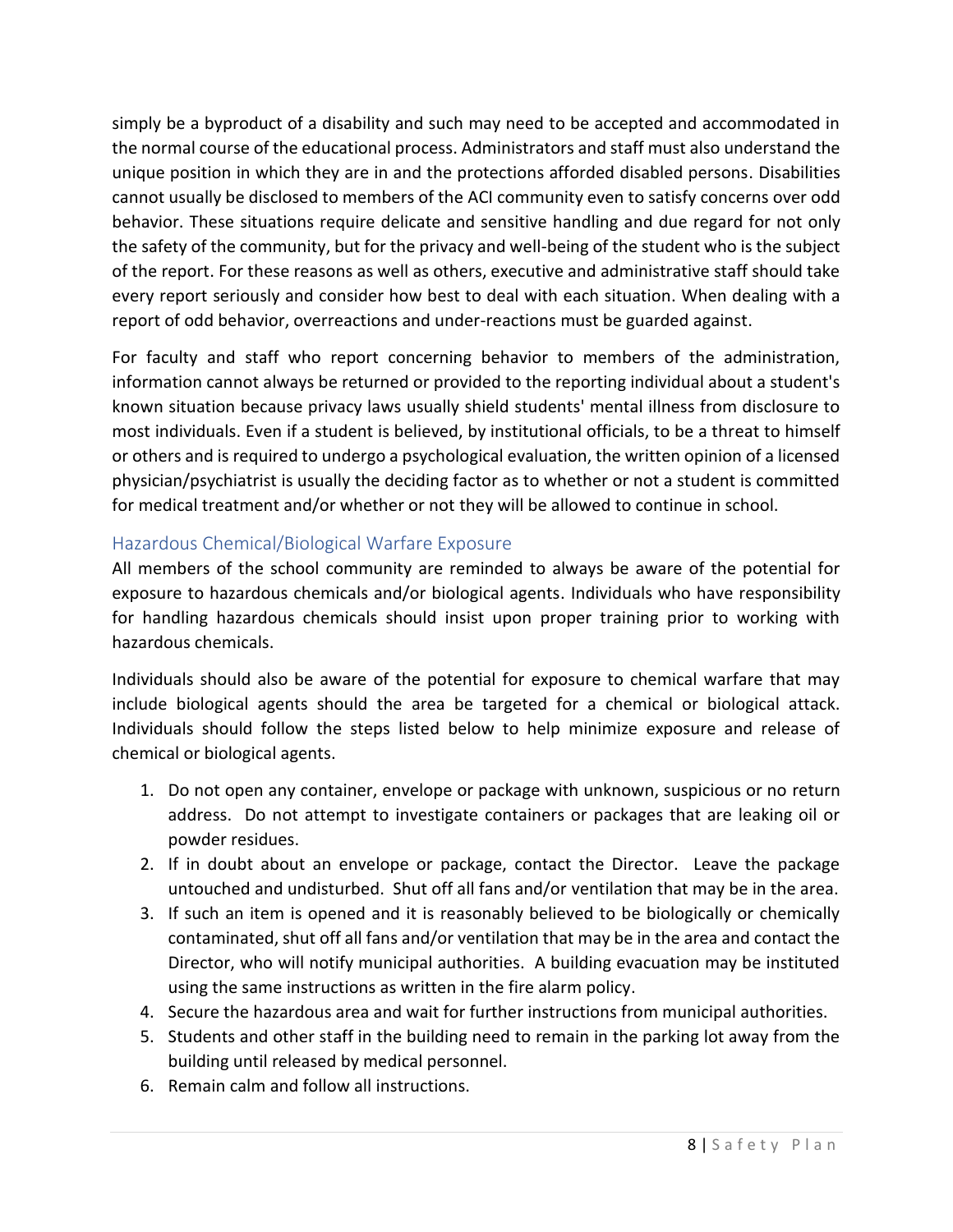simply be a byproduct of a disability and such may need to be accepted and accommodated in the normal course of the educational process. Administrators and staff must also understand the unique position in which they are in and the protections afforded disabled persons. Disabilities cannot usually be disclosed to members of the ACI community even to satisfy concerns over odd behavior. These situations require delicate and sensitive handling and due regard for not only the safety of the community, but for the privacy and well-being of the student who is the subject of the report. For these reasons as well as others, executive and administrative staff should take every report seriously and consider how best to deal with each situation. When dealing with a report of odd behavior, overreactions and under-reactions must be guarded against.

For faculty and staff who report concerning behavior to members of the administration, information cannot always be returned or provided to the reporting individual about a student's known situation because privacy laws usually shield students' mental illness from disclosure to most individuals. Even if a student is believed, by institutional officials, to be a threat to himself or others and is required to undergo a psychological evaluation, the written opinion of a licensed physician/psychiatrist is usually the deciding factor as to whether or not a student is committed for medical treatment and/or whether or not they will be allowed to continue in school.

## Hazardous Chemical/Biological Warfare Exposure

All members of the school community are reminded to always be aware of the potential for exposure to hazardous chemicals and/or biological agents. Individuals who have responsibility for handling hazardous chemicals should insist upon proper training prior to working with hazardous chemicals.

Individuals should also be aware of the potential for exposure to chemical warfare that may include biological agents should the area be targeted for a chemical or biological attack. Individuals should follow the steps listed below to help minimize exposure and release of chemical or biological agents.

1. Do not open any container, envelope or package with unknown, suspicious or no return address. Do not attempt to investigate containers or packages that are leaking oil or powder residues.
2. If in doubt about an envelope or package, contact the Director. Leave the package untouched and undisturbed. Shut off all fans and/or ventilation that may be in the area.
3. If such an item is opened and it is reasonably believed to be biologically or chemically contaminated, shut off all fans and/or ventilation that may be in the area and contact the Director, who will notify municipal authorities. A building evacuation may be instituted using the same instructions as written in the fire alarm policy.
4. Secure the hazardous area and wait for further instructions from municipal authorities.
5. Students and other staff in the building need to remain in the parking lot away from the building until released by medical personnel.
6. Remain calm and follow all instructions.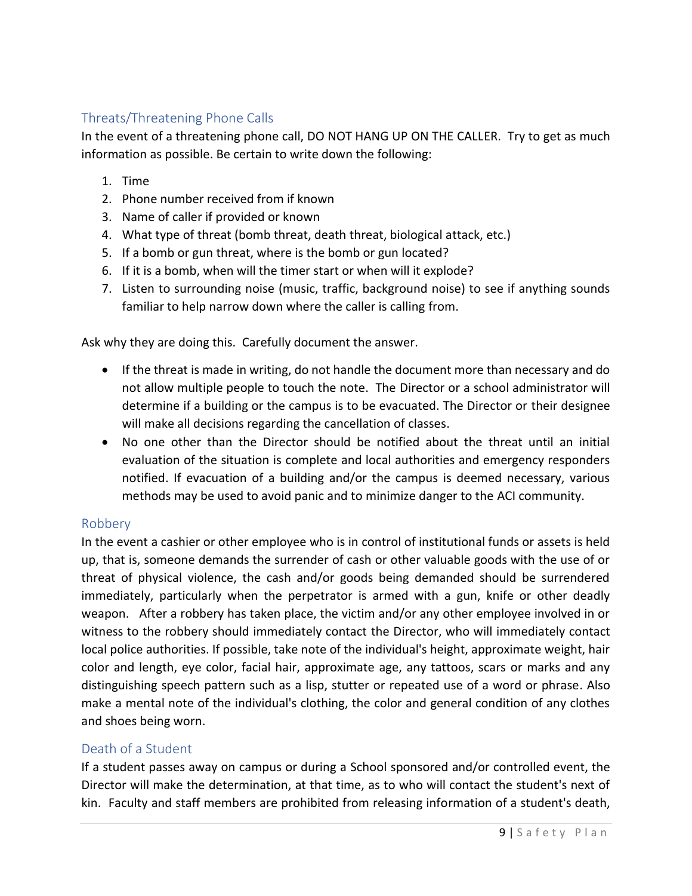## Threats/Threatening Phone Calls

In the event of a threatening phone call, DO NOT HANG UP ON THE CALLER. Try to get as much information as possible. Be certain to write down the following:

1. Time
2. Phone number received from if known
3. Name of caller if provided or known
4. What type of threat (bomb threat, death threat, biological attack, etc.)
5. If a bomb or gun threat, where is the bomb or gun located?
6. If it is a bomb, when will the timer start or when will it explode?
7. Listen to surrounding noise (music, traffic, background noise) to see if anything sounds familiar to help narrow down where the caller is calling from.

Ask why they are doing this. Carefully document the answer.

- If the threat is made in writing, do not handle the document more than necessary and do not allow multiple people to touch the note. The Director or a school administrator will determine if a building or the campus is to be evacuated. The Director or their designee will make all decisions regarding the cancellation of classes.
- No one other than the Director should be notified about the threat until an initial evaluation of the situation is complete and local authorities and emergency responders notified. If evacuation of a building and/or the campus is deemed necessary, various methods may be used to avoid panic and to minimize danger to the ACI community.

## Robbery

In the event a cashier or other employee who is in control of institutional funds or assets is held up, that is, someone demands the surrender of cash or other valuable goods with the use of or threat of physical violence, the cash and/or goods being demanded should be surrendered immediately, particularly when the perpetrator is armed with a gun, knife or other deadly weapon. After a robbery has taken place, the victim and/or any other employee involved in or witness to the robbery should immediately contact the Director, who will immediately contact local police authorities. If possible, take note of the individual's height, approximate weight, hair color and length, eye color, facial hair, approximate age, any tattoos, scars or marks and any distinguishing speech pattern such as a lisp, stutter or repeated use of a word or phrase. Also make a mental note of the individual's clothing, the color and general condition of any clothes and shoes being worn.

## Death of a Student

If a student passes away on campus or during a School sponsored and/or controlled event, the Director will make the determination, at that time, as to who will contact the student's next of kin. Faculty and staff members are prohibited from releasing information of a student's death,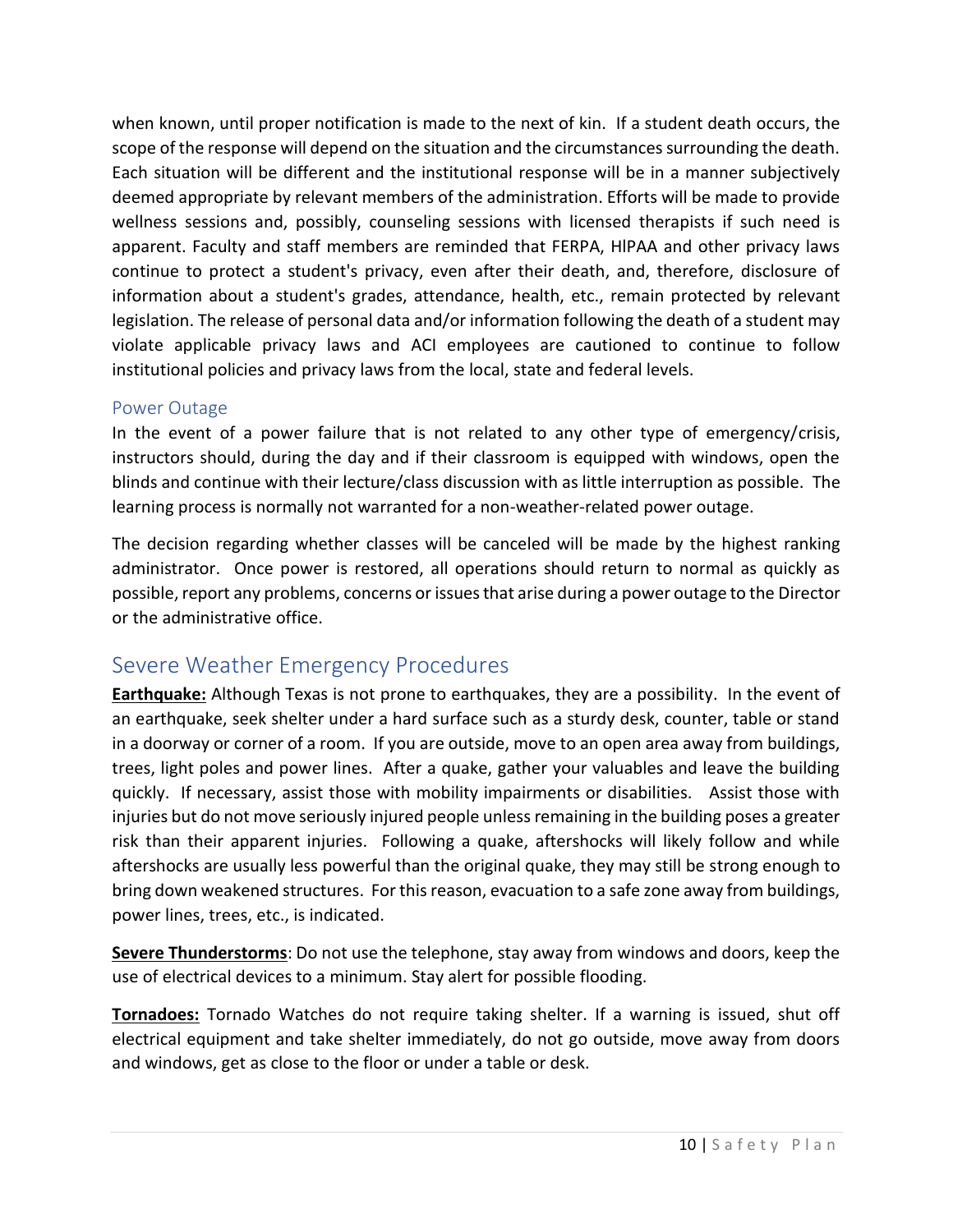when known, until proper notification is made to the next of kin. If a student death occurs, the scope of the response will depend on the situation and the circumstances surrounding the death. Each situation will be different and the institutional response will be in a manner subjectively deemed appropriate by relevant members of the administration. Efforts will be made to provide wellness sessions and, possibly, counseling sessions with licensed therapists if such need is apparent. Faculty and staff members are reminded that FERPA, HlPAA and other privacy laws continue to protect a student's privacy, even after their death, and, therefore, disclosure of information about a student's grades, attendance, health, etc., remain protected by relevant legislation. The release of personal data and/or information following the death of a student may violate applicable privacy laws and ACI employees are cautioned to continue to follow institutional policies and privacy laws from the local, state and federal levels.

### Power Outage

In the event of a power failure that is not related to any other type of emergency/crisis, instructors should, during the day and if their classroom is equipped with windows, open the blinds and continue with their lecture/class discussion with as little interruption as possible. The learning process is normally not warranted for a non-weather-related power outage.

The decision regarding whether classes will be canceled will be made by the highest ranking administrator. Once power is restored, all operations should return to normal as quickly as possible, report any problems, concerns or issues that arise during a power outage to the Director or the administrative office.

## Severe Weather Emergency Procedures

**Earthquake:** Although Texas is not prone to earthquakes, they are a possibility. In the event of an earthquake, seek shelter under a hard surface such as a sturdy desk, counter, table or stand in a doorway or corner of a room. If you are outside, move to an open area away from buildings, trees, light poles and power lines. After a quake, gather your valuables and leave the building quickly. If necessary, assist those with mobility impairments or disabilities. Assist those with injuries but do not move seriously injured people unless remaining in the building poses a greater risk than their apparent injuries. Following a quake, aftershocks will likely follow and while aftershocks are usually less powerful than the original quake, they may still be strong enough to bring down weakened structures. For this reason, evacuation to a safe zone away from buildings, power lines, trees, etc., is indicated.

**Severe Thunderstorms**: Do not use the telephone, stay away from windows and doors, keep the use of electrical devices to a minimum. Stay alert for possible flooding.

**Tornadoes:** Tornado Watches do not require taking shelter. If a warning is issued, shut off electrical equipment and take shelter immediately, do not go outside, move away from doors and windows, get as close to the floor or under a table or desk.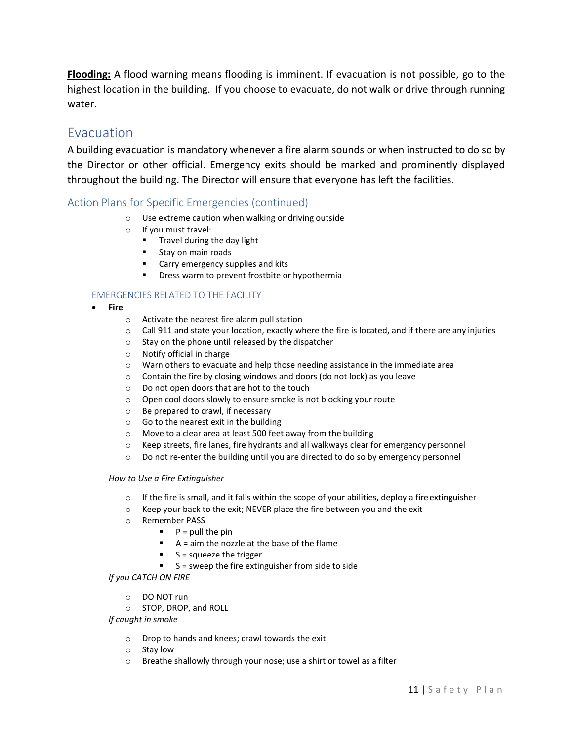**Flooding:** A flood warning means flooding is imminent. If evacuation is not possible, go to the highest location in the building. If you choose to evacuate, do not walk or drive through running water.

## Evacuation

A building evacuation is mandatory whenever a fire alarm sounds or when instructed to do so by the Director or other official. Emergency exits should be marked and prominently displayed throughout the building. The Director will ensure that everyone has left the facilities.

### Action Plans for Specific Emergencies (continued)

- Use extreme caution when walking or driving outside
- If you must travel:
  - Travel during the day light
  - Stay on main roads
  - Carry emergency supplies and kits
  - Dress warm to prevent frostbite or hypothermia

#### EMERGENCIES RELATED TO THE FACILITY

- **Fire**
  - Activate the nearest fire alarm pull station
  - Call 911 and state your location, exactly where the fire is located, and if there are any injuries
  - Stay on the phone until released by the dispatcher
  - Notify official in charge
  - Warn others to evacuate and help those needing assistance in the immediate area
  - Contain the fire by closing windows and doors (do not lock) as you leave
  - Do not open doors that are hot to the touch
  - Open cool doors slowly to ensure smoke is not blocking your route
  - Be prepared to crawl, if necessary
  - Go to the nearest exit in the building
  - Move to a clear area at least 500 feet away from the building
  - Keep streets, fire lanes, fire hydrants and all walkways clear for emergency personnel
  - Do not re-enter the building until you are directed to do so by emergency personnel

*How to Use a Fire Extinguisher*

- If the fire is small, and it falls within the scope of your abilities, deploy a fire extinguisher
- Keep your back to the exit; NEVER place the fire between you and the exit
- Remember PASS
  - P = pull the pin
  - A = aim the nozzle at the base of the flame
  - S = squeeze the trigger
  - S = sweep the fire extinguisher from side to side

*If you CATCH ON FIRE*

- DO NOT run
- STOP, DROP, and ROLL

*If caught in smoke*

- Drop to hands and knees; crawl towards the exit
- Stay low
- Breathe shallowly through your nose; use a shirt or towel as a filter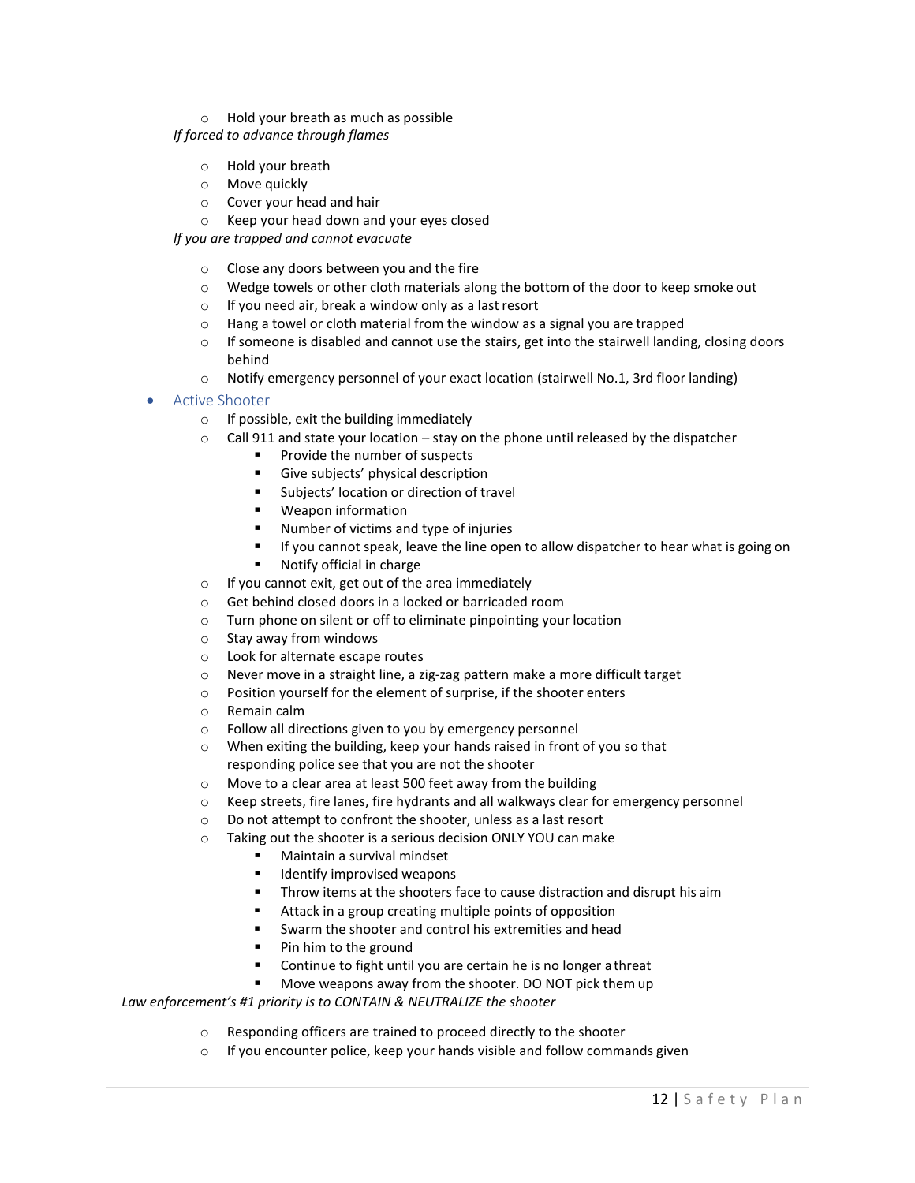- Hold your breath as much as possible

*If forced to advance through flames*

  - Hold your breath
  - Move quickly
  - Cover your head and hair
  - Keep your head down and your eyes closed

*If you are trapped and cannot evacuate*

  - Close any doors between you and the fire
  - Wedge towels or other cloth materials along the bottom of the door to keep smoke out
  - If you need air, break a window only as a last resort
  - Hang a towel or cloth material from the window as a signal you are trapped
  - If someone is disabled and cannot use the stairs, get into the stairwell landing, closing doors behind
  - Notify emergency personnel of your exact location (stairwell No.1, 3rd floor landing)

- Active Shooter
  - If possible, exit the building immediately
  - Call 911 and state your location – stay on the phone until released by the dispatcher
    - Provide the number of suspects
    - Give subjects' physical description
    - Subjects' location or direction of travel
    - Weapon information
    - Number of victims and type of injuries
    - If you cannot speak, leave the line open to allow dispatcher to hear what is going on
    - Notify official in charge
  - If you cannot exit, get out of the area immediately
  - Get behind closed doors in a locked or barricaded room
  - Turn phone on silent or off to eliminate pinpointing your location
  - Stay away from windows
  - Look for alternate escape routes
  - Never move in a straight line, a zig-zag pattern make a more difficult target
  - Position yourself for the element of surprise, if the shooter enters
  - Remain calm
  - Follow all directions given to you by emergency personnel
  - When exiting the building, keep your hands raised in front of you so that responding police see that you are not the shooter
  - Move to a clear area at least 500 feet away from the building
  - Keep streets, fire lanes, fire hydrants and all walkways clear for emergency personnel
  - Do not attempt to confront the shooter, unless as a last resort
  - Taking out the shooter is a serious decision ONLY YOU can make
    - Maintain a survival mindset
    - Identify improvised weapons
    - Throw items at the shooters face to cause distraction and disrupt his aim
    - Attack in a group creating multiple points of opposition
    - Swarm the shooter and control his extremities and head
    - Pin him to the ground
    - Continue to fight until you are certain he is no longer a threat
    - Move weapons away from the shooter. DO NOT pick them up

*Law enforcement's #1 priority is to CONTAIN & NEUTRALIZE the shooter*

  - Responding officers are trained to proceed directly to the shooter
  - If you encounter police, keep your hands visible and follow commands given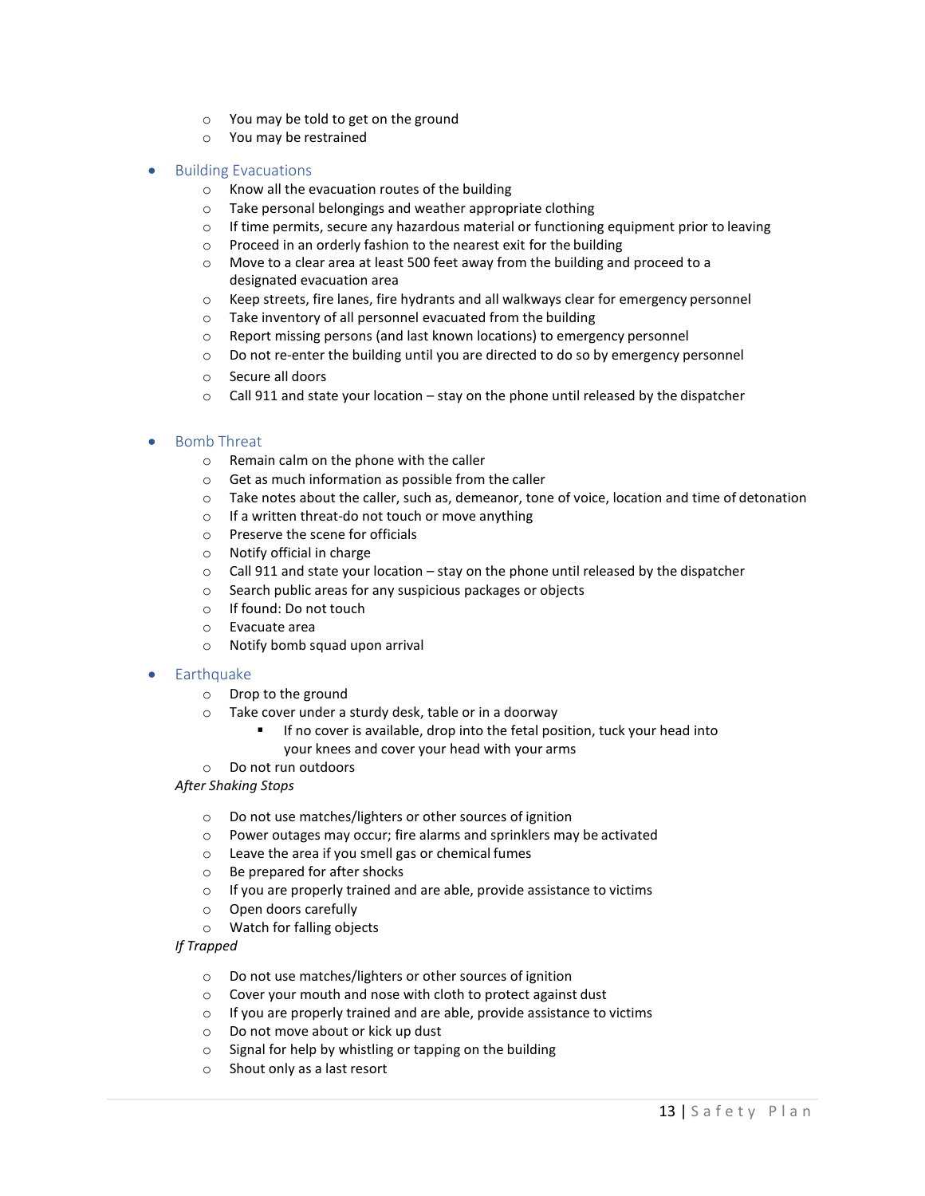- You may be told to get on the ground
  - You may be restrained

- Building Evacuations
  - Know all the evacuation routes of the building
  - Take personal belongings and weather appropriate clothing
  - If time permits, secure any hazardous material or functioning equipment prior to leaving
  - Proceed in an orderly fashion to the nearest exit for the building
  - Move to a clear area at least 500 feet away from the building and proceed to a designated evacuation area
  - Keep streets, fire lanes, fire hydrants and all walkways clear for emergency personnel
  - Take inventory of all personnel evacuated from the building
  - Report missing persons (and last known locations) to emergency personnel
  - Do not re-enter the building until you are directed to do so by emergency personnel
  - Secure all doors
  - Call 911 and state your location – stay on the phone until released by the dispatcher

- Bomb Threat
  - Remain calm on the phone with the caller
  - Get as much information as possible from the caller
  - Take notes about the caller, such as, demeanor, tone of voice, location and time of detonation
  - If a written threat-do not touch or move anything
  - Preserve the scene for officials
  - Notify official in charge
  - Call 911 and state your location – stay on the phone until released by the dispatcher
  - Search public areas for any suspicious packages or objects
  - If found: Do not touch
  - Evacuate area
  - Notify bomb squad upon arrival

- Earthquake
  - Drop to the ground
  - Take cover under a sturdy desk, table or in a doorway
    - If no cover is available, drop into the fetal position, tuck your head into your knees and cover your head with your arms
  - Do not run outdoors

  *After Shaking Stops*

  - Do not use matches/lighters or other sources of ignition
  - Power outages may occur; fire alarms and sprinklers may be activated
  - Leave the area if you smell gas or chemical fumes
  - Be prepared for after shocks
  - If you are properly trained and are able, provide assistance to victims
  - Open doors carefully
  - Watch for falling objects

  *If Trapped*

  - Do not use matches/lighters or other sources of ignition
  - Cover your mouth and nose with cloth to protect against dust
  - If you are properly trained and are able, provide assistance to victims
  - Do not move about or kick up dust
  - Signal for help by whistling or tapping on the building
  - Shout only as a last resort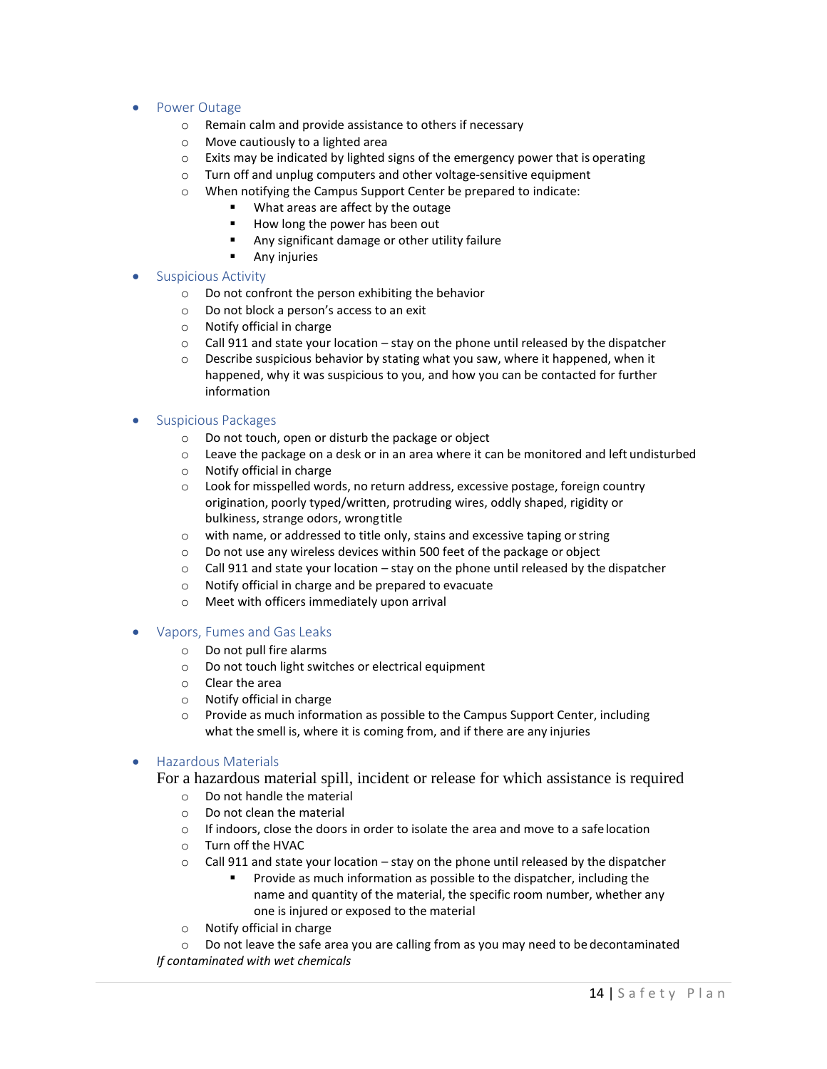- Power Outage
    - Remain calm and provide assistance to others if necessary
    - Move cautiously to a lighted area
    - Exits may be indicated by lighted signs of the emergency power that is operating
    - Turn off and unplug computers and other voltage-sensitive equipment
    - When notifying the Campus Support Center be prepared to indicate:
        - What areas are affect by the outage
        - How long the power has been out
        - Any significant damage or other utility failure
        - Any injuries
- Suspicious Activity
    - Do not confront the person exhibiting the behavior
    - Do not block a person's access to an exit
    - Notify official in charge
    - Call 911 and state your location – stay on the phone until released by the dispatcher
    - Describe suspicious behavior by stating what you saw, where it happened, when it happened, why it was suspicious to you, and how you can be contacted for further information
- Suspicious Packages
    - Do not touch, open or disturb the package or object
    - Leave the package on a desk or in an area where it can be monitored and left undisturbed
    - Notify official in charge
    - Look for misspelled words, no return address, excessive postage, foreign country origination, poorly typed/written, protruding wires, oddly shaped, rigidity or bulkiness, strange odors, wrongtitle
    - with name, or addressed to title only, stains and excessive taping or string
    - Do not use any wireless devices within 500 feet of the package or object
    - Call 911 and state your location – stay on the phone until released by the dispatcher
    - Notify official in charge and be prepared to evacuate
    - Meet with officers immediately upon arrival
- Vapors, Fumes and Gas Leaks
    - Do not pull fire alarms
    - Do not touch light switches or electrical equipment
    - Clear the area
    - Notify official in charge
    - Provide as much information as possible to the Campus Support Center, including what the smell is, where it is coming from, and if there are any injuries
- Hazardous Materials

  For a hazardous material spill, incident or release for which assistance is required
    - Do not handle the material
    - Do not clean the material
    - If indoors, close the doors in order to isolate the area and move to a safe location
    - Turn off the HVAC
    - Call 911 and state your location – stay on the phone until released by the dispatcher
        - Provide as much information as possible to the dispatcher, including the name and quantity of the material, the specific room number, whether any one is injured or exposed to the material
    - Notify official in charge
    - Do not leave the safe area you are calling from as you may need to be decontaminated

  *If contaminated with wet chemicals*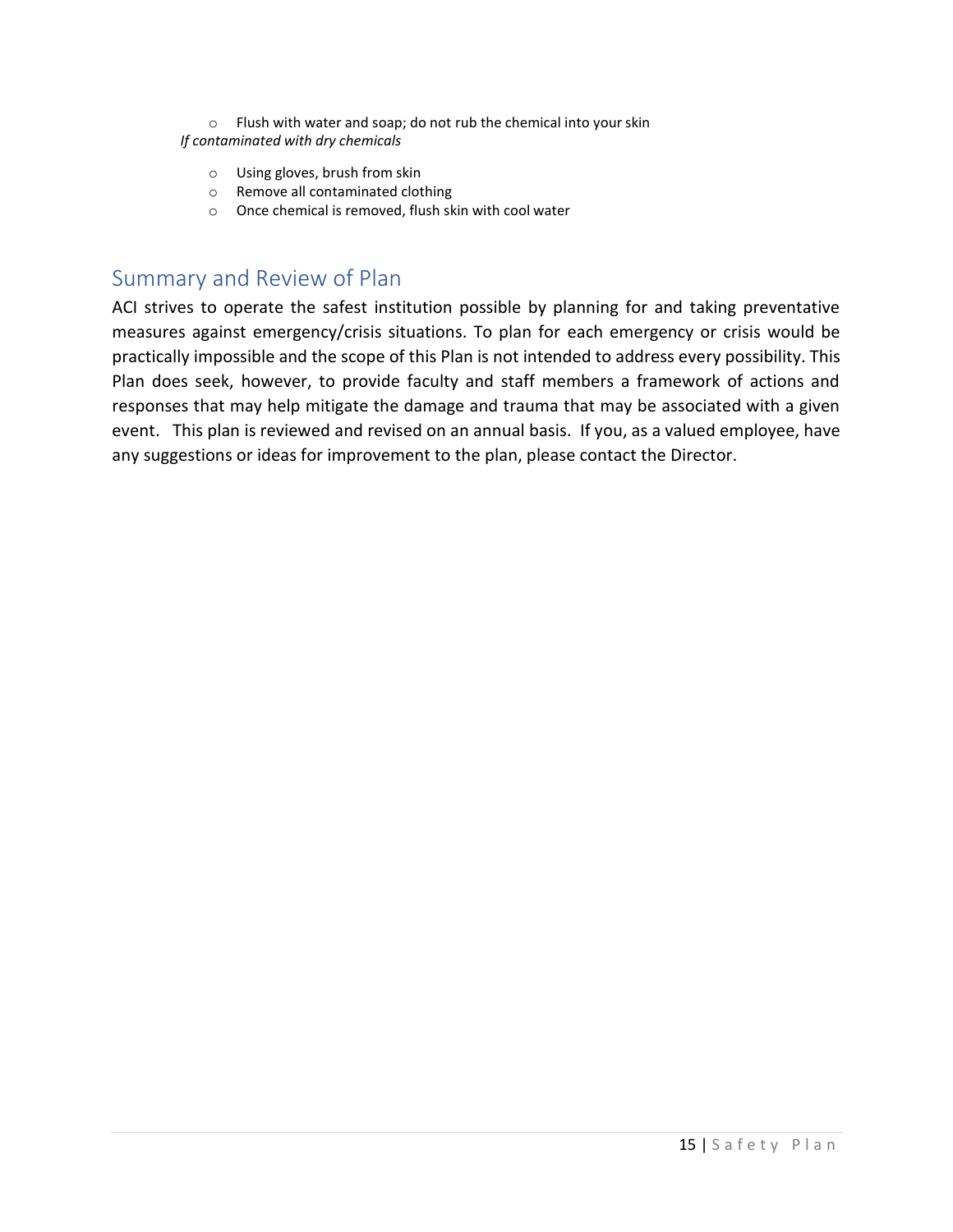- Flush with water and soap; do not rub the chemical into your skin

*If contaminated with dry chemicals*

- Using gloves, brush from skin
- Remove all contaminated clothing
- Once chemical is removed, flush skin with cool water

## Summary and Review of Plan

ACI strives to operate the safest institution possible by planning for and taking preventative measures against emergency/crisis situations. To plan for each emergency or crisis would be practically impossible and the scope of this Plan is not intended to address every possibility. This Plan does seek, however, to provide faculty and staff members a framework of actions and responses that may help mitigate the damage and trauma that may be associated with a given event. This plan is reviewed and revised on an annual basis. If you, as a valued employee, have any suggestions or ideas for improvement to the plan, please contact the Director.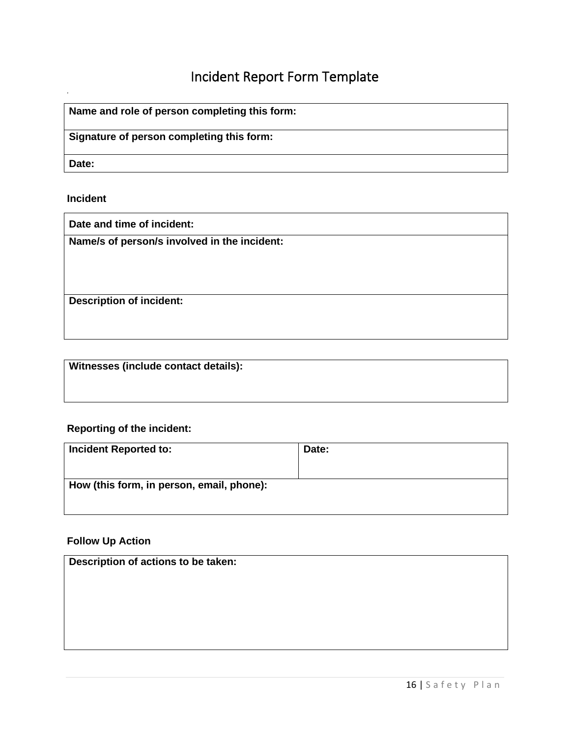# Incident Report Form Template

| |
|---|
| **Name and role of person completing this form:** |
| **Signature of person completing this form:** |
| **Date:** |

**Incident**

| |
|---|
| **Date and time of incident:** |
| **Name/s of person/s involved in the incident:** |
| **Description of incident:** |

| |
|---|
| **Witnesses (include contact details):** |

**Reporting of the incident:**

| | |
|---|---|
| **Incident Reported to:** | **Date:** |
| **How (this form, in person, email, phone):** | |

**Follow Up Action**

| |
|---|
| **Description of actions to be taken:** |